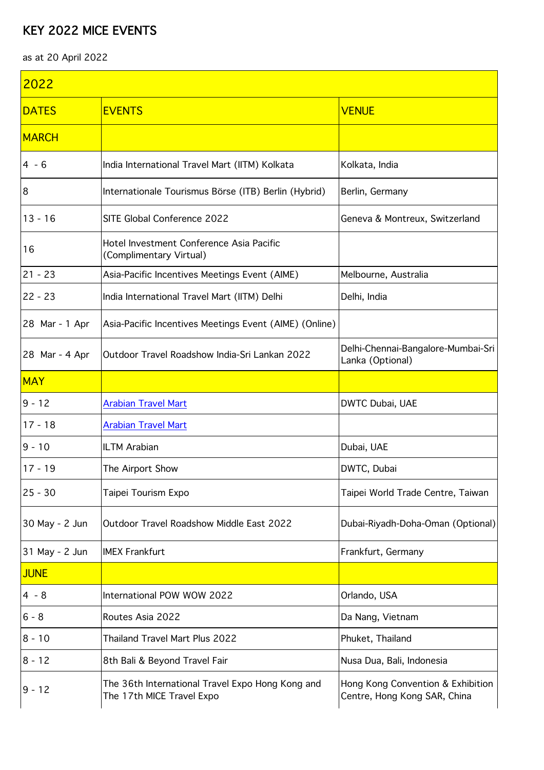# KEY 2022 MICE EVENTS

as at 20 April 2022

| 2022 | | |
|---|---|---|
| **DATES** | **EVENTS** | **VENUE** |
| **MARCH** | | |
| 4 - 6 | India International Travel Mart (IITM) Kolkata | Kolkata, India |
| 8 | Internationale Tourismus Börse (ITB) Berlin (Hybrid) | Berlin, Germany |
| 13 - 16 | SITE Global Conference 2022 | Geneva & Montreux, Switzerland |
| 16 | Hotel Investment Conference Asia Pacific (Complimentary Virtual) | |
| 21 - 23 | Asia-Pacific Incentives Meetings Event (AIME) | Melbourne, Australia |
| 22 - 23 | India International Travel Mart (IITM) Delhi | Delhi, India |
| 28 Mar - 1 Apr | Asia-Pacific Incentives Meetings Event (AIME) (Online) | |
| 28 Mar - 4 Apr | Outdoor Travel Roadshow India-Sri Lankan 2022 | Delhi-Chennai-Bangalore-Mumbai-Sri Lanka (Optional) |
| **MAY** | | |
| 9 - 12 | Arabian Travel Mart | DWTC Dubai, UAE |
| 17 - 18 | Arabian Travel Mart | |
| 9 - 10 | ILTM Arabian | Dubai, UAE |
| 17 - 19 | The Airport Show | DWTC, Dubai |
| 25 - 30 | Taipei Tourism Expo | Taipei World Trade Centre, Taiwan |
| 30 May - 2 Jun | Outdoor Travel Roadshow Middle East 2022 | Dubai-Riyadh-Doha-Oman (Optional) |
| 31 May - 2 Jun | IMEX Frankfurt | Frankfurt, Germany |
| **JUNE** | | |
| 4 - 8 | International POW WOW 2022 | Orlando, USA |
| 6 - 8 | Routes Asia 2022 | Da Nang, Vietnam |
| 8 - 10 | Thailand Travel Mart Plus 2022 | Phuket, Thailand |
| 8 - 12 | 8th Bali & Beyond Travel Fair | Nusa Dua, Bali, Indonesia |
| 9 - 12 | The 36th International Travel Expo Hong Kong and The 17th MICE Travel Expo | Hong Kong Convention & Exhibition Centre, Hong Kong SAR, China |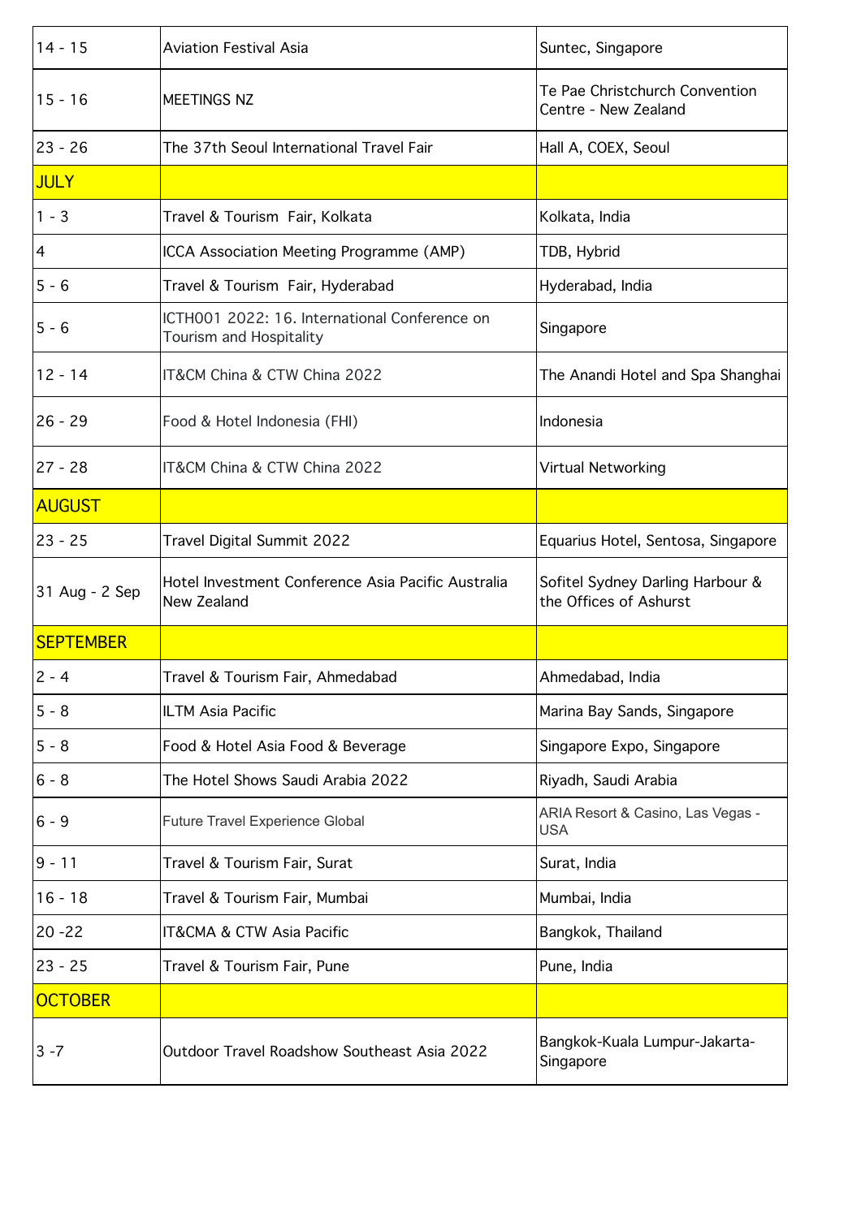| | | |
|---|---|---|
| 14 - 15 | Aviation Festival Asia | Suntec, Singapore |
| 15 - 16 | MEETINGS NZ | Te Pae Christchurch Convention Centre - New Zealand |
| 23 - 26 | The 37th Seoul International Travel Fair | Hall A, COEX, Seoul |
| JULY | | |
| 1 - 3 | Travel & Tourism Fair, Kolkata | Kolkata, India |
| 4 | ICCA Association Meeting Programme (AMP) | TDB, Hybrid |
| 5 - 6 | Travel & Tourism Fair, Hyderabad | Hyderabad, India |
| 5 - 6 | ICTH001 2022: 16. International Conference on Tourism and Hospitality | Singapore |
| 12 - 14 | IT&CM China & CTW China 2022 | The Anandi Hotel and Spa Shanghai |
| 26 - 29 | Food & Hotel Indonesia (FHI) | Indonesia |
| 27 - 28 | IT&CM China & CTW China 2022 | Virtual Networking |
| AUGUST | | |
| 23 - 25 | Travel Digital Summit 2022 | Equarius Hotel, Sentosa, Singapore |
| 31 Aug - 2 Sep | Hotel Investment Conference Asia Pacific Australia New Zealand | Sofitel Sydney Darling Harbour & the Offices of Ashurst |
| SEPTEMBER | | |
| 2 - 4 | Travel & Tourism Fair, Ahmedabad | Ahmedabad, India |
| 5 - 8 | ILTM Asia Pacific | Marina Bay Sands, Singapore |
| 5 - 8 | Food & Hotel Asia Food & Beverage | Singapore Expo, Singapore |
| 6 - 8 | The Hotel Shows Saudi Arabia 2022 | Riyadh, Saudi Arabia |
| 6 - 9 | Future Travel Experience Global | ARIA Resort & Casino, Las Vegas - USA |
| 9 - 11 | Travel & Tourism Fair, Surat | Surat, India |
| 16 - 18 | Travel & Tourism Fair, Mumbai | Mumbai, India |
| 20 -22 | IT&CMA & CTW Asia Pacific | Bangkok, Thailand |
| 23 - 25 | Travel & Tourism Fair, Pune | Pune, India |
| OCTOBER | | |
| 3 -7 | Outdoor Travel Roadshow Southeast Asia 2022 | Bangkok-Kuala Lumpur-Jakarta-Singapore |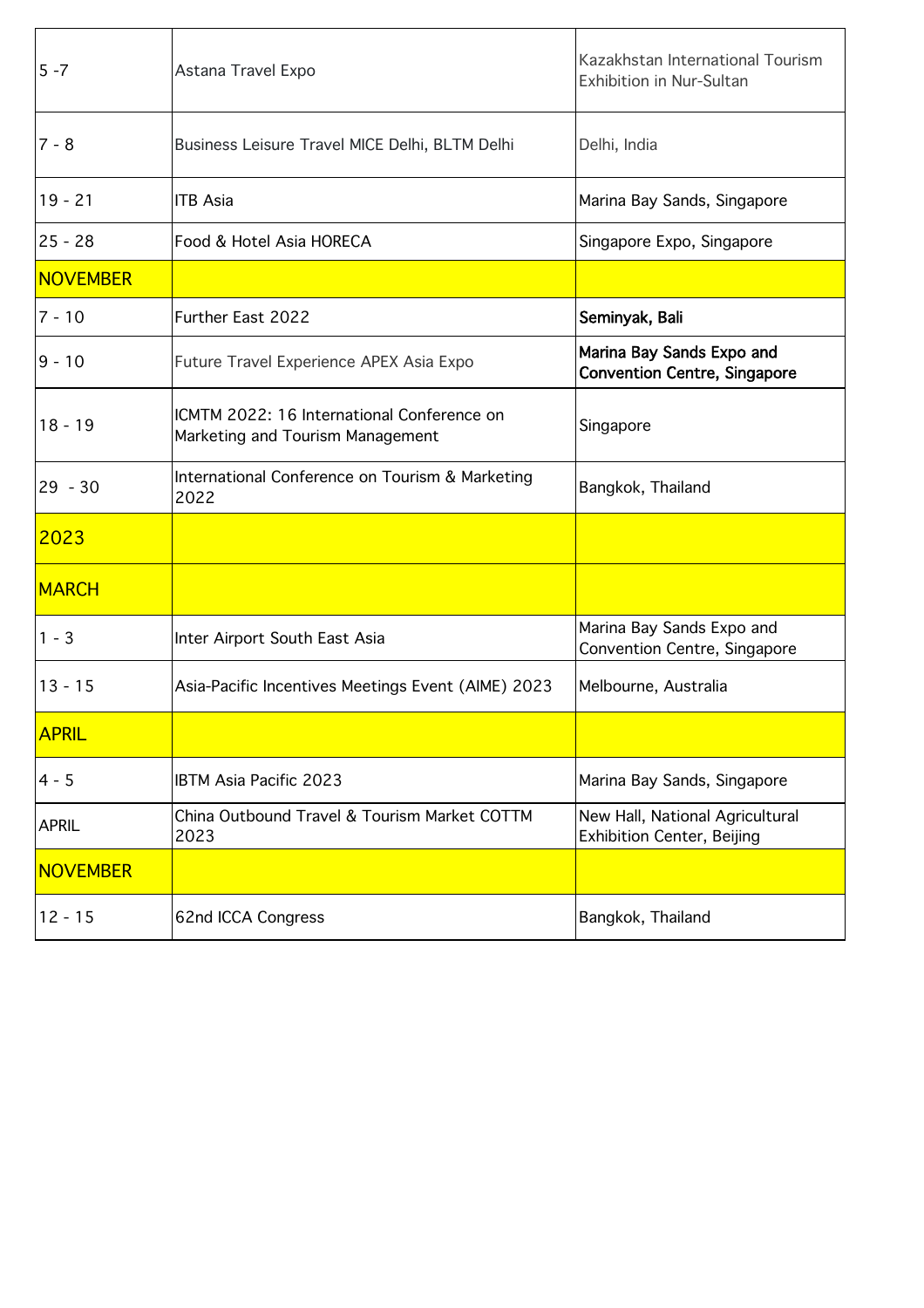| | | |
|---|---|---|
| 5 -7 | Astana Travel Expo | Kazakhstan International Tourism Exhibition in Nur-Sultan |
| 7 - 8 | Business Leisure Travel MICE Delhi, BLTM Delhi | Delhi, India |
| 19 - 21 | ITB Asia | Marina Bay Sands, Singapore |
| 25 - 28 | Food & Hotel Asia HORECA | Singapore Expo, Singapore |
| NOVEMBER | | |
| 7 - 10 | Further East 2022 | **Seminyak, Bali** |
| 9 - 10 | Future Travel Experience APEX Asia Expo | **Marina Bay Sands Expo and Convention Centre, Singapore** |
| 18 - 19 | ICMTM 2022: 16 International Conference on Marketing and Tourism Management | Singapore |
| 29 - 30 | International Conference on Tourism & Marketing 2022 | Bangkok, Thailand |
| 2023 | | |
| MARCH | | |
| 1 - 3 | Inter Airport South East Asia | Marina Bay Sands Expo and Convention Centre, Singapore |
| 13 - 15 | Asia-Pacific Incentives Meetings Event (AIME) 2023 | Melbourne, Australia |
| APRIL | | |
| 4 - 5 | IBTM Asia Pacific 2023 | Marina Bay Sands, Singapore |
| APRIL | China Outbound Travel & Tourism Market COTTM 2023 | New Hall, National Agricultural Exhibition Center, Beijing |
| NOVEMBER | | |
| 12 - 15 | 62nd ICCA Congress | Bangkok, Thailand |